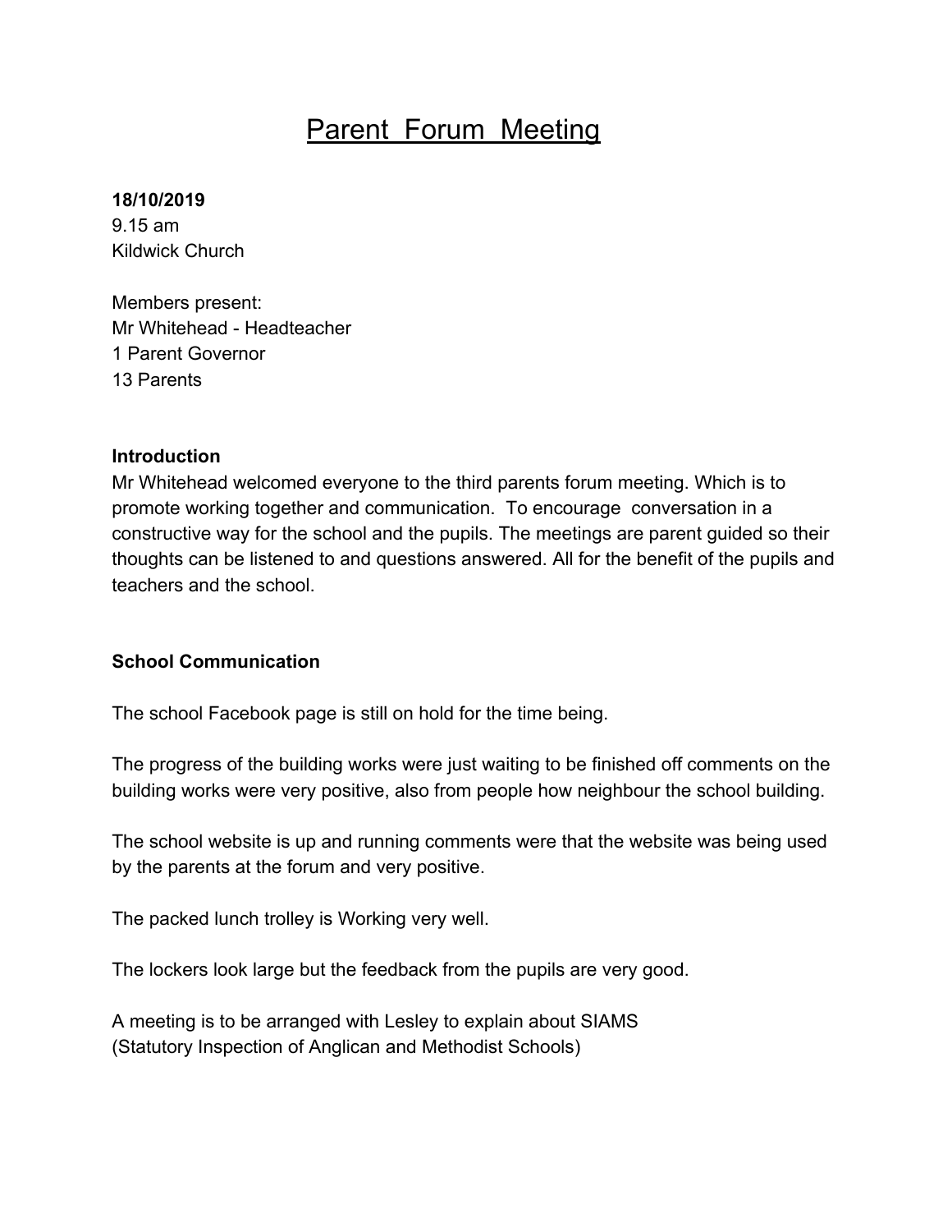# Parent Forum Meeting

**18/10/2019**
9.15 am
Kildwick Church

Members present:
Mr Whitehead - Headteacher
1 Parent Governor
13 Parents

**Introduction**
Mr Whitehead welcomed everyone to the third parents forum meeting. Which is to promote working together and communication. To encourage conversation in a constructive way for the school and the pupils. The meetings are parent guided so their thoughts can be listened to and questions answered. All for the benefit of the pupils and teachers and the school.

**School Communication**

The school Facebook page is still on hold for the time being.

The progress of the building works were just waiting to be finished off comments on the building works were very positive, also from people how neighbour the school building.

The school website is up and running comments were that the website was being used by the parents at the forum and very positive.

The packed lunch trolley is Working very well.

The lockers look large but the feedback from the pupils are very good.

A meeting is to be arranged with Lesley to explain about SIAMS
(Statutory Inspection of Anglican and Methodist Schools)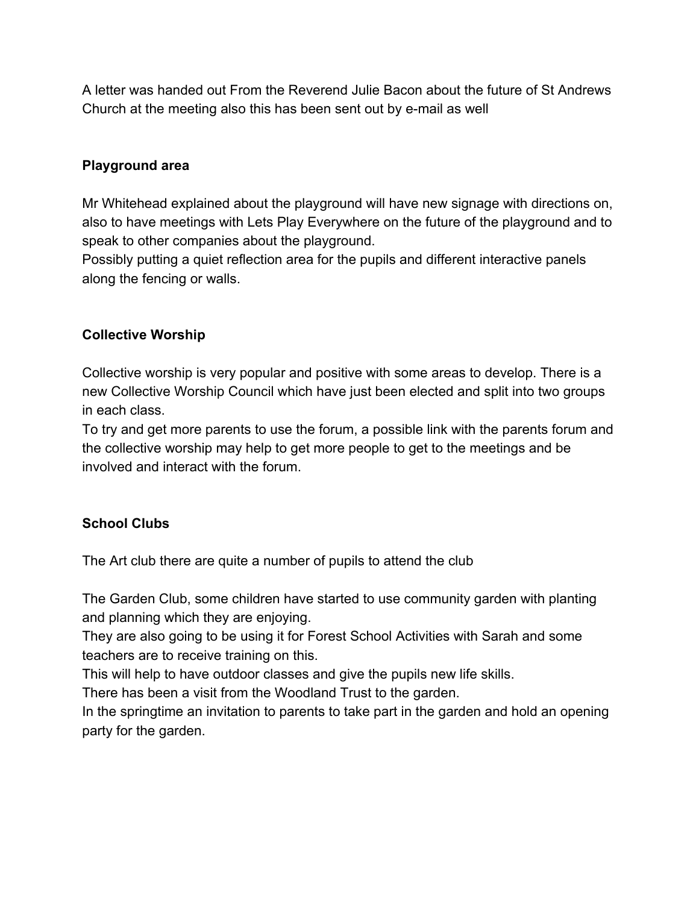A letter was handed out From the Reverend Julie Bacon about the future of St Andrews Church at the meeting also this has been sent out by e-mail as well

**Playground area**

Mr Whitehead explained about the playground will have new signage with directions on, also to have meetings with Lets Play Everywhere on the future of the playground and to speak to other companies about the playground.
Possibly putting a quiet reflection area for the pupils and different interactive panels along the fencing or walls.

**Collective Worship**

Collective worship is very popular and positive with some areas to develop. There is a new Collective Worship Council which have just been elected and split into two groups in each class.
To try and get more parents to use the forum, a possible link with the parents forum and the collective worship may help to get more people to get to the meetings and be involved and interact with the forum.

**School Clubs**

The Art club there are quite a number of pupils to attend the club

The Garden Club, some children have started to use community garden with planting and planning which they are enjoying.
They are also going to be using it for Forest School Activities with Sarah and some teachers are to receive training on this.
This will help to have outdoor classes and give the pupils new life skills.
There has been a visit from the Woodland Trust to the garden.
In the springtime an invitation to parents to take part in the garden and hold an opening party for the garden.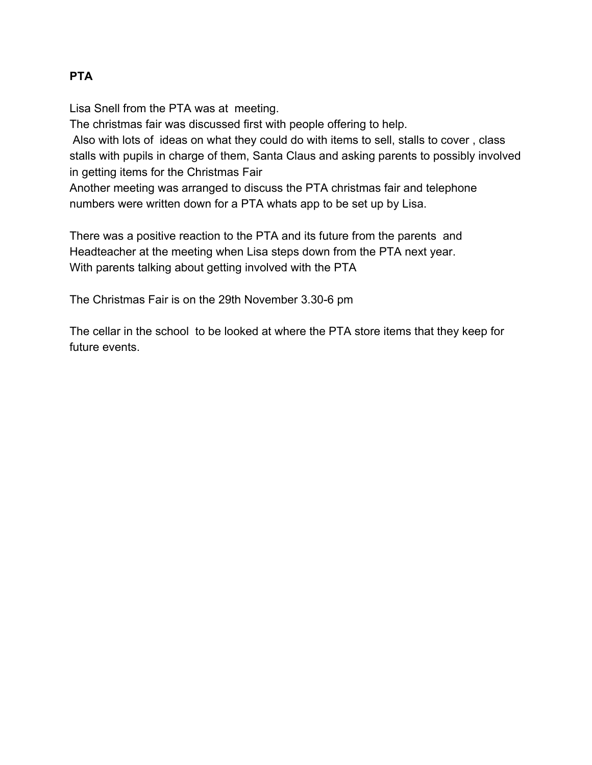**PTA**

Lisa Snell from the PTA was at meeting.
The christmas fair was discussed first with people offering to help.
Also with lots of ideas on what they could do with items to sell, stalls to cover , class stalls with pupils in charge of them, Santa Claus and asking parents to possibly involved in getting items for the Christmas Fair
Another meeting was arranged to discuss the PTA christmas fair and telephone numbers were written down for a PTA whats app to be set up by Lisa.

There was a positive reaction to the PTA and its future from the parents and Headteacher at the meeting when Lisa steps down from the PTA next year.
With parents talking about getting involved with the PTA

The Christmas Fair is on the 29th November 3.30-6 pm

The cellar in the school to be looked at where the PTA store items that they keep for future events.